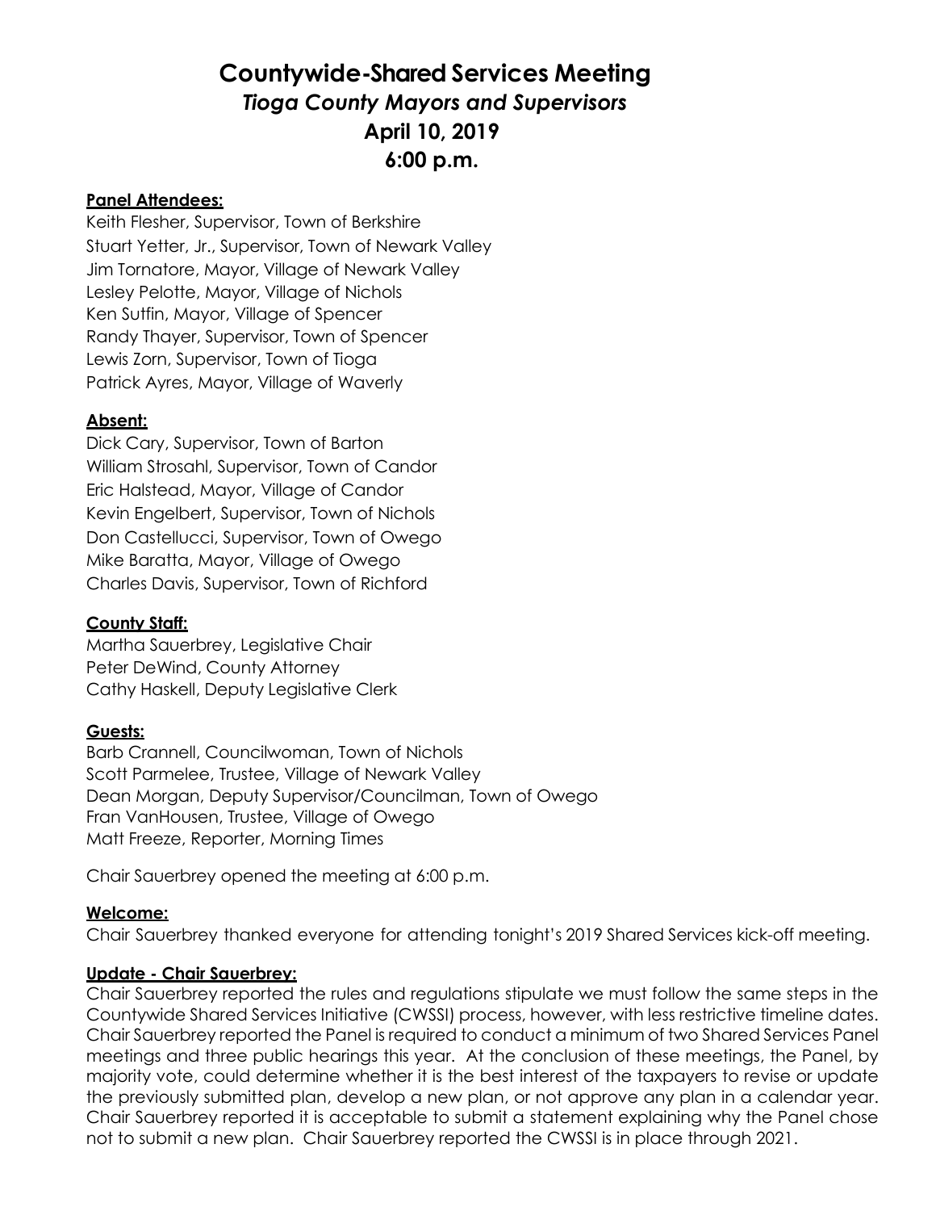# Countywide-Shared Services Meeting

## *Tioga County Mayors and Supervisors*

## April 10, 2019

## 6:00 p.m.

**Panel Attendees:**

Keith Flesher, Supervisor, Town of Berkshire
Stuart Yetter, Jr., Supervisor, Town of Newark Valley
Jim Tornatore, Mayor, Village of Newark Valley
Lesley Pelotte, Mayor, Village of Nichols
Ken Sutfin, Mayor, Village of Spencer
Randy Thayer, Supervisor, Town of Spencer
Lewis Zorn, Supervisor, Town of Tioga
Patrick Ayres, Mayor, Village of Waverly

**Absent:**

Dick Cary, Supervisor, Town of Barton
William Strosahl, Supervisor, Town of Candor
Eric Halstead, Mayor, Village of Candor
Kevin Engelbert, Supervisor, Town of Nichols
Don Castellucci, Supervisor, Town of Owego
Mike Baratta, Mayor, Village of Owego
Charles Davis, Supervisor, Town of Richford

**County Staff:**

Martha Sauerbrey, Legislative Chair
Peter DeWind, County Attorney
Cathy Haskell, Deputy Legislative Clerk

**Guests:**

Barb Crannell, Councilwoman, Town of Nichols
Scott Parmelee, Trustee, Village of Newark Valley
Dean Morgan, Deputy Supervisor/Councilman, Town of Owego
Fran VanHousen, Trustee, Village of Owego
Matt Freeze, Reporter, Morning Times

Chair Sauerbrey opened the meeting at 6:00 p.m.

**Welcome:**

Chair Sauerbrey thanked everyone for attending tonight's 2019 Shared Services kick-off meeting.

**Update - Chair Sauerbrey:**

Chair Sauerbrey reported the rules and regulations stipulate we must follow the same steps in the Countywide Shared Services Initiative (CWSSI) process, however, with less restrictive timeline dates. Chair Sauerbrey reported the Panel is required to conduct a minimum of two Shared Services Panel meetings and three public hearings this year. At the conclusion of these meetings, the Panel, by majority vote, could determine whether it is the best interest of the taxpayers to revise or update the previously submitted plan, develop a new plan, or not approve any plan in a calendar year. Chair Sauerbrey reported it is acceptable to submit a statement explaining why the Panel chose not to submit a new plan. Chair Sauerbrey reported the CWSSI is in place through 2021.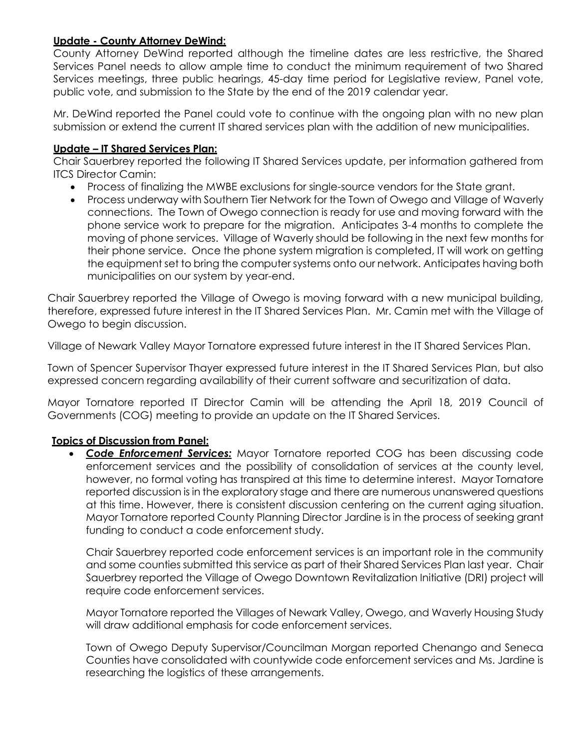**Update - County Attorney DeWind:**

County Attorney DeWind reported although the timeline dates are less restrictive, the Shared Services Panel needs to allow ample time to conduct the minimum requirement of two Shared Services meetings, three public hearings, 45-day time period for Legislative review, Panel vote, public vote, and submission to the State by the end of the 2019 calendar year.

Mr. DeWind reported the Panel could vote to continue with the ongoing plan with no new plan submission or extend the current IT shared services plan with the addition of new municipalities.

**Update – IT Shared Services Plan:**

Chair Sauerbrey reported the following IT Shared Services update, per information gathered from ITCS Director Camin:

- Process of finalizing the MWBE exclusions for single-source vendors for the State grant.
- Process underway with Southern Tier Network for the Town of Owego and Village of Waverly connections. The Town of Owego connection is ready for use and moving forward with the phone service work to prepare for the migration. Anticipates 3-4 months to complete the moving of phone services. Village of Waverly should be following in the next few months for their phone service. Once the phone system migration is completed, IT will work on getting the equipment set to bring the computer systems onto our network. Anticipates having both municipalities on our system by year-end.

Chair Sauerbrey reported the Village of Owego is moving forward with a new municipal building, therefore, expressed future interest in the IT Shared Services Plan. Mr. Camin met with the Village of Owego to begin discussion.

Village of Newark Valley Mayor Tornatore expressed future interest in the IT Shared Services Plan.

Town of Spencer Supervisor Thayer expressed future interest in the IT Shared Services Plan, but also expressed concern regarding availability of their current software and securitization of data.

Mayor Tornatore reported IT Director Camin will be attending the April 18, 2019 Council of Governments (COG) meeting to provide an update on the IT Shared Services.

**Topics of Discussion from Panel:**

- ***Code Enforcement Services:*** Mayor Tornatore reported COG has been discussing code enforcement services and the possibility of consolidation of services at the county level, however, no formal voting has transpired at this time to determine interest. Mayor Tornatore reported discussion is in the exploratory stage and there are numerous unanswered questions at this time. However, there is consistent discussion centering on the current aging situation. Mayor Tornatore reported County Planning Director Jardine is in the process of seeking grant funding to conduct a code enforcement study.

  Chair Sauerbrey reported code enforcement services is an important role in the community and some counties submitted this service as part of their Shared Services Plan last year. Chair Sauerbrey reported the Village of Owego Downtown Revitalization Initiative (DRI) project will require code enforcement services.

  Mayor Tornatore reported the Villages of Newark Valley, Owego, and Waverly Housing Study will draw additional emphasis for code enforcement services.

  Town of Owego Deputy Supervisor/Councilman Morgan reported Chenango and Seneca Counties have consolidated with countywide code enforcement services and Ms. Jardine is researching the logistics of these arrangements.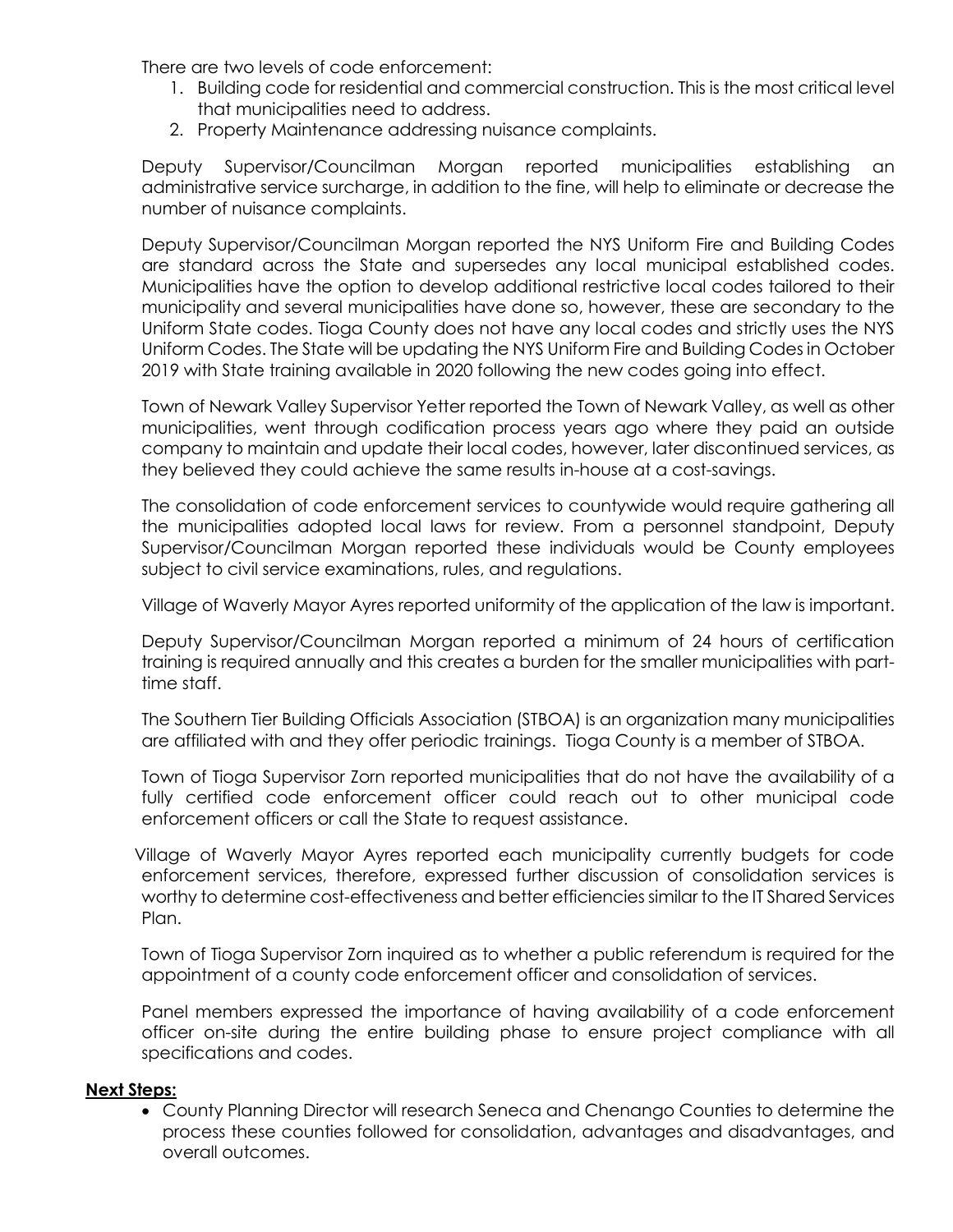There are two levels of code enforcement:

1. Building code for residential and commercial construction. This is the most critical level that municipalities need to address.
2. Property Maintenance addressing nuisance complaints.

Deputy Supervisor/Councilman Morgan reported municipalities establishing an administrative service surcharge, in addition to the fine, will help to eliminate or decrease the number of nuisance complaints.

Deputy Supervisor/Councilman Morgan reported the NYS Uniform Fire and Building Codes are standard across the State and supersedes any local municipal established codes. Municipalities have the option to develop additional restrictive local codes tailored to their municipality and several municipalities have done so, however, these are secondary to the Uniform State codes. Tioga County does not have any local codes and strictly uses the NYS Uniform Codes. The State will be updating the NYS Uniform Fire and Building Codes in October 2019 with State training available in 2020 following the new codes going into effect.

Town of Newark Valley Supervisor Yetter reported the Town of Newark Valley, as well as other municipalities, went through codification process years ago where they paid an outside company to maintain and update their local codes, however, later discontinued services, as they believed they could achieve the same results in-house at a cost-savings.

The consolidation of code enforcement services to countywide would require gathering all the municipalities adopted local laws for review. From a personnel standpoint, Deputy Supervisor/Councilman Morgan reported these individuals would be County employees subject to civil service examinations, rules, and regulations.

Village of Waverly Mayor Ayres reported uniformity of the application of the law is important.

Deputy Supervisor/Councilman Morgan reported a minimum of 24 hours of certification training is required annually and this creates a burden for the smaller municipalities with part-time staff.

The Southern Tier Building Officials Association (STBOA) is an organization many municipalities are affiliated with and they offer periodic trainings. Tioga County is a member of STBOA.

Town of Tioga Supervisor Zorn reported municipalities that do not have the availability of a fully certified code enforcement officer could reach out to other municipal code enforcement officers or call the State to request assistance.

Village of Waverly Mayor Ayres reported each municipality currently budgets for code enforcement services, therefore, expressed further discussion of consolidation services is worthy to determine cost-effectiveness and better efficiencies similar to the IT Shared Services Plan.

Town of Tioga Supervisor Zorn inquired as to whether a public referendum is required for the appointment of a county code enforcement officer and consolidation of services.

Panel members expressed the importance of having availability of a code enforcement officer on-site during the entire building phase to ensure project compliance with all specifications and codes.

**Next Steps:**

- County Planning Director will research Seneca and Chenango Counties to determine the process these counties followed for consolidation, advantages and disadvantages, and overall outcomes.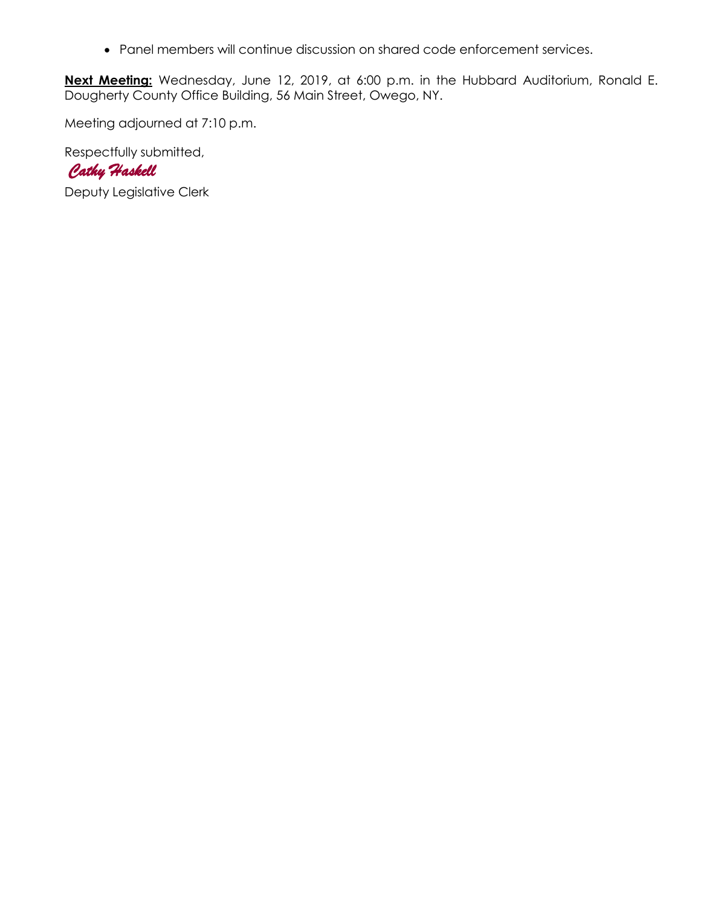- Panel members will continue discussion on shared code enforcement services.

**Next Meeting:** Wednesday, June 12, 2019, at 6:00 p.m. in the Hubbard Auditorium, Ronald E. Dougherty County Office Building, 56 Main Street, Owego, NY.

Meeting adjourned at 7:10 p.m.

Respectfully submitted,

*Cathy Haskell*

Deputy Legislative Clerk